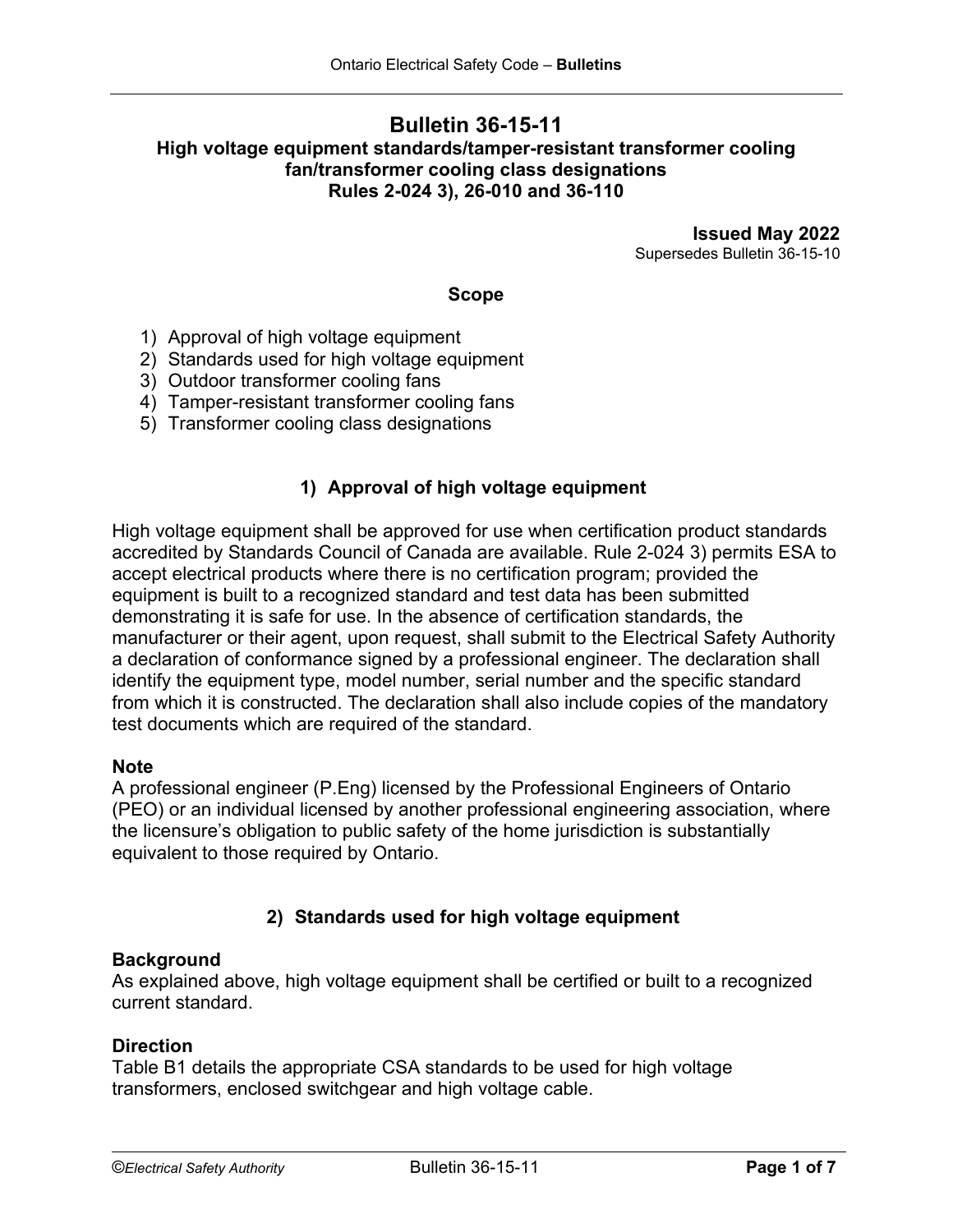# Bulletin 36-15-11

## High voltage equipment standards/tamper-resistant transformer cooling fan/transformer cooling class designations
## Rules 2-024 3), 26-010 and 36-110

**Issued May 2022**
Supersedes Bulletin 36-15-10

### Scope

1) Approval of high voltage equipment
2) Standards used for high voltage equipment
3) Outdoor transformer cooling fans
4) Tamper-resistant transformer cooling fans
5) Transformer cooling class designations

### 1) Approval of high voltage equipment

High voltage equipment shall be approved for use when certification product standards accredited by Standards Council of Canada are available. Rule 2-024 3) permits ESA to accept electrical products where there is no certification program; provided the equipment is built to a recognized standard and test data has been submitted demonstrating it is safe for use. In the absence of certification standards, the manufacturer or their agent, upon request, shall submit to the Electrical Safety Authority a declaration of conformance signed by a professional engineer. The declaration shall identify the equipment type, model number, serial number and the specific standard from which it is constructed. The declaration shall also include copies of the mandatory test documents which are required of the standard.

**Note**
A professional engineer (P.Eng) licensed by the Professional Engineers of Ontario (PEO) or an individual licensed by another professional engineering association, where the licensure's obligation to public safety of the home jurisdiction is substantially equivalent to those required by Ontario.

### 2) Standards used for high voltage equipment

**Background**
As explained above, high voltage equipment shall be certified or built to a recognized current standard.

**Direction**
Table B1 details the appropriate CSA standards to be used for high voltage transformers, enclosed switchgear and high voltage cable.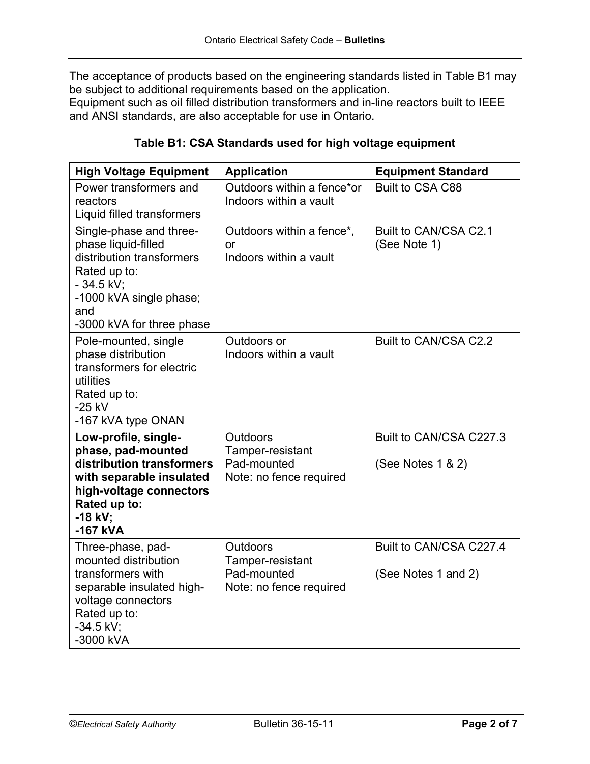The acceptance of products based on the engineering standards listed in Table B1 may be subject to additional requirements based on the application.
Equipment such as oil filled distribution transformers and in-line reactors built to IEEE and ANSI standards, are also acceptable for use in Ontario.

**Table B1: CSA Standards used for high voltage equipment**

| High Voltage Equipment | Application | Equipment Standard |
| --- | --- | --- |
| Power transformers and reactors<br>Liquid filled transformers | Outdoors within a fence*or<br>Indoors within a vault | Built to CSA C88 |
| Single-phase and three-phase liquid-filled distribution transformers<br>Rated up to:<br>- 34.5 kV;<br>-1000 kVA single phase; and<br>-3000 kVA for three phase | Outdoors within a fence*, or<br>Indoors within a vault | Built to CAN/CSA C2.1<br>(See Note 1) |
| Pole-mounted, single phase distribution transformers for electric utilities<br>Rated up to:<br>-25 kV<br>-167 kVA type ONAN | Outdoors or<br>Indoors within a vault | Built to CAN/CSA C2.2 |
| **Low-profile, single-phase, pad-mounted distribution transformers with separable insulated high-voltage connectors**<br>**Rated up to:**<br>**-18 kV;**<br>**-167 kVA** | Outdoors<br>Tamper-resistant<br>Pad-mounted<br>Note: no fence required | Built to CAN/CSA C227.3<br><br>(See Notes 1 & 2) |
| Three-phase, pad-mounted distribution transformers with separable insulated high-voltage connectors<br>Rated up to:<br>-34.5 kV;<br>-3000 kVA | Outdoors<br>Tamper-resistant<br>Pad-mounted<br>Note: no fence required | Built to CAN/CSA C227.4<br><br>(See Notes 1 and 2) |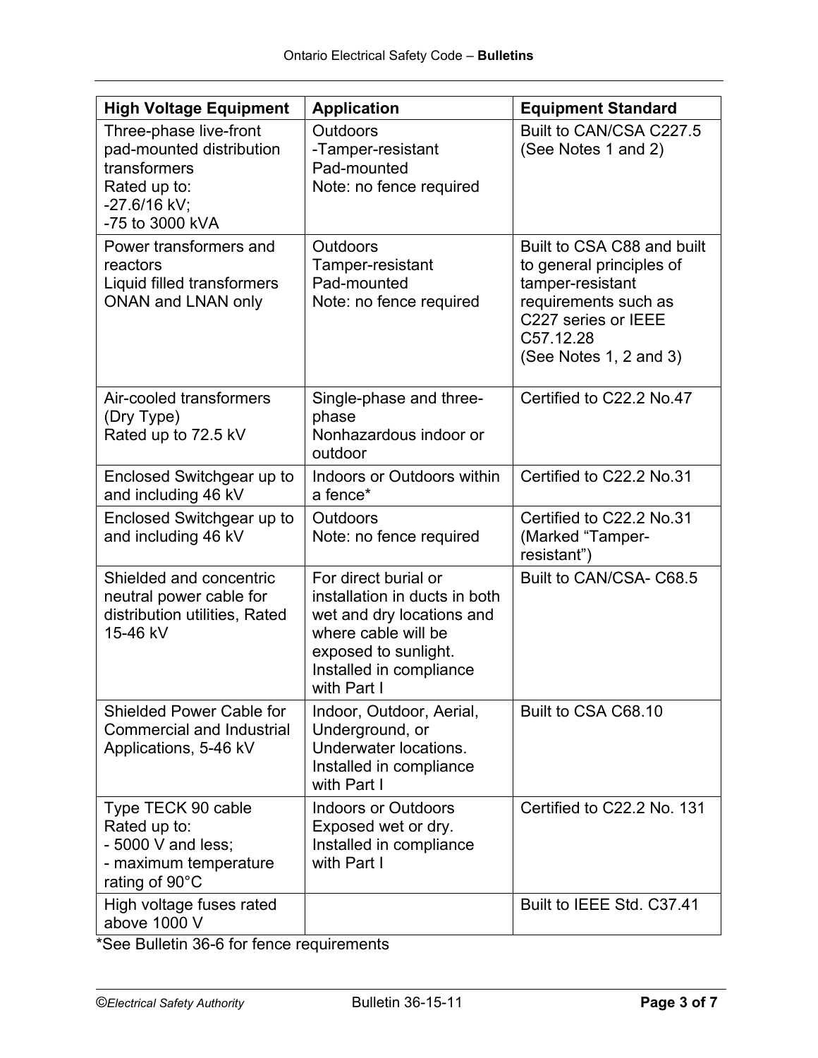| High Voltage Equipment | Application | Equipment Standard |
|---|---|---|
| Three-phase live-front pad-mounted distribution transformers<br>Rated up to:<br>-27.6/16 kV;<br>-75 to 3000 kVA | Outdoors<br>-Tamper-resistant<br>Pad-mounted<br>Note: no fence required | Built to CAN/CSA C227.5<br>(See Notes 1 and 2) |
| Power transformers and reactors<br>Liquid filled transformers ONAN and LNAN only | Outdoors<br>Tamper-resistant<br>Pad-mounted<br>Note: no fence required | Built to CSA C88 and built to general principles of tamper-resistant requirements such as C227 series or IEEE C57.12.28<br>(See Notes 1, 2 and 3) |
| Air-cooled transformers (Dry Type)<br>Rated up to 72.5 kV | Single-phase and three-phase<br>Nonhazardous indoor or outdoor | Certified to C22.2 No.47 |
| Enclosed Switchgear up to and including 46 kV | Indoors or Outdoors within a fence* | Certified to C22.2 No.31 |
| Enclosed Switchgear up to and including 46 kV | Outdoors<br>Note: no fence required | Certified to C22.2 No.31 (Marked "Tamper-resistant") |
| Shielded and concentric neutral power cable for distribution utilities, Rated 15-46 kV | For direct burial or installation in ducts in both wet and dry locations and where cable will be exposed to sunlight. Installed in compliance with Part I | Built to CAN/CSA- C68.5 |
| Shielded Power Cable for Commercial and Industrial Applications, 5-46 kV | Indoor, Outdoor, Aerial, Underground, or Underwater locations. Installed in compliance with Part I | Built to CSA C68.10 |
| Type TECK 90 cable<br>Rated up to:<br>- 5000 V and less;<br>- maximum temperature rating of 90°C | Indoors or Outdoors<br>Exposed wet or dry.<br>Installed in compliance with Part I | Certified to C22.2 No. 131 |
| High voltage fuses rated above 1000 V | | Built to IEEE Std. C37.41 |

*See Bulletin 36-6 for fence requirements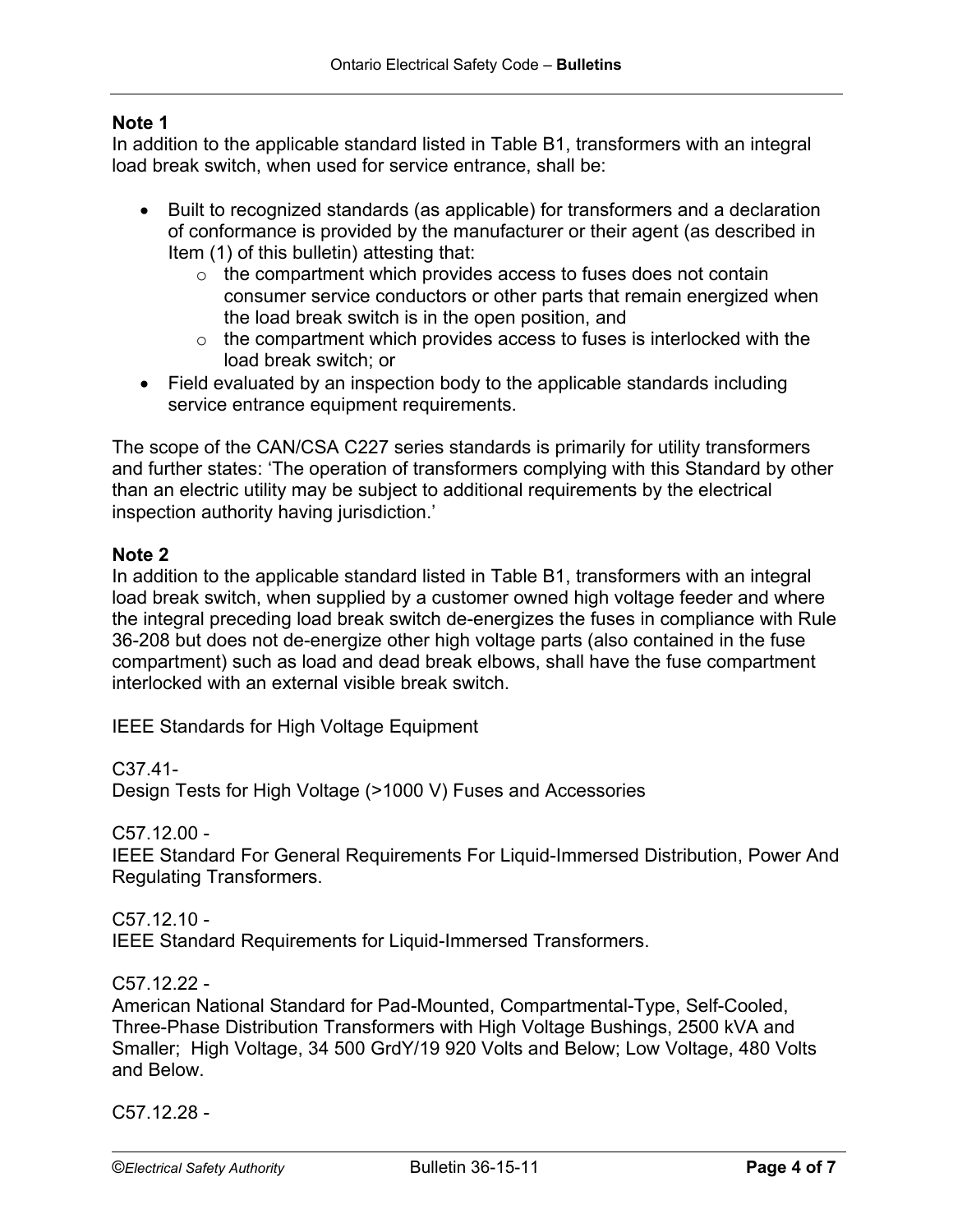**Note 1**

In addition to the applicable standard listed in Table B1, transformers with an integral load break switch, when used for service entrance, shall be:

- Built to recognized standards (as applicable) for transformers and a declaration of conformance is provided by the manufacturer or their agent (as described in Item (1) of this bulletin) attesting that:
  - the compartment which provides access to fuses does not contain consumer service conductors or other parts that remain energized when the load break switch is in the open position, and
  - the compartment which provides access to fuses is interlocked with the load break switch; or
- Field evaluated by an inspection body to the applicable standards including service entrance equipment requirements.

The scope of the CAN/CSA C227 series standards is primarily for utility transformers and further states: 'The operation of transformers complying with this Standard by other than an electric utility may be subject to additional requirements by the electrical inspection authority having jurisdiction.'

**Note 2**

In addition to the applicable standard listed in Table B1, transformers with an integral load break switch, when supplied by a customer owned high voltage feeder and where the integral preceding load break switch de-energizes the fuses in compliance with Rule 36-208 but does not de-energize other high voltage parts (also contained in the fuse compartment) such as load and dead break elbows, shall have the fuse compartment interlocked with an external visible break switch.

IEEE Standards for High Voltage Equipment

C37.41-
Design Tests for High Voltage (>1000 V) Fuses and Accessories

C57.12.00 -
IEEE Standard For General Requirements For Liquid-Immersed Distribution, Power And Regulating Transformers.

C57.12.10 -
IEEE Standard Requirements for Liquid-Immersed Transformers.

C57.12.22 -
American National Standard for Pad-Mounted, Compartmental-Type, Self-Cooled, Three-Phase Distribution Transformers with High Voltage Bushings, 2500 kVA and Smaller; High Voltage, 34 500 GrdY/19 920 Volts and Below; Low Voltage, 480 Volts and Below.

C57.12.28 -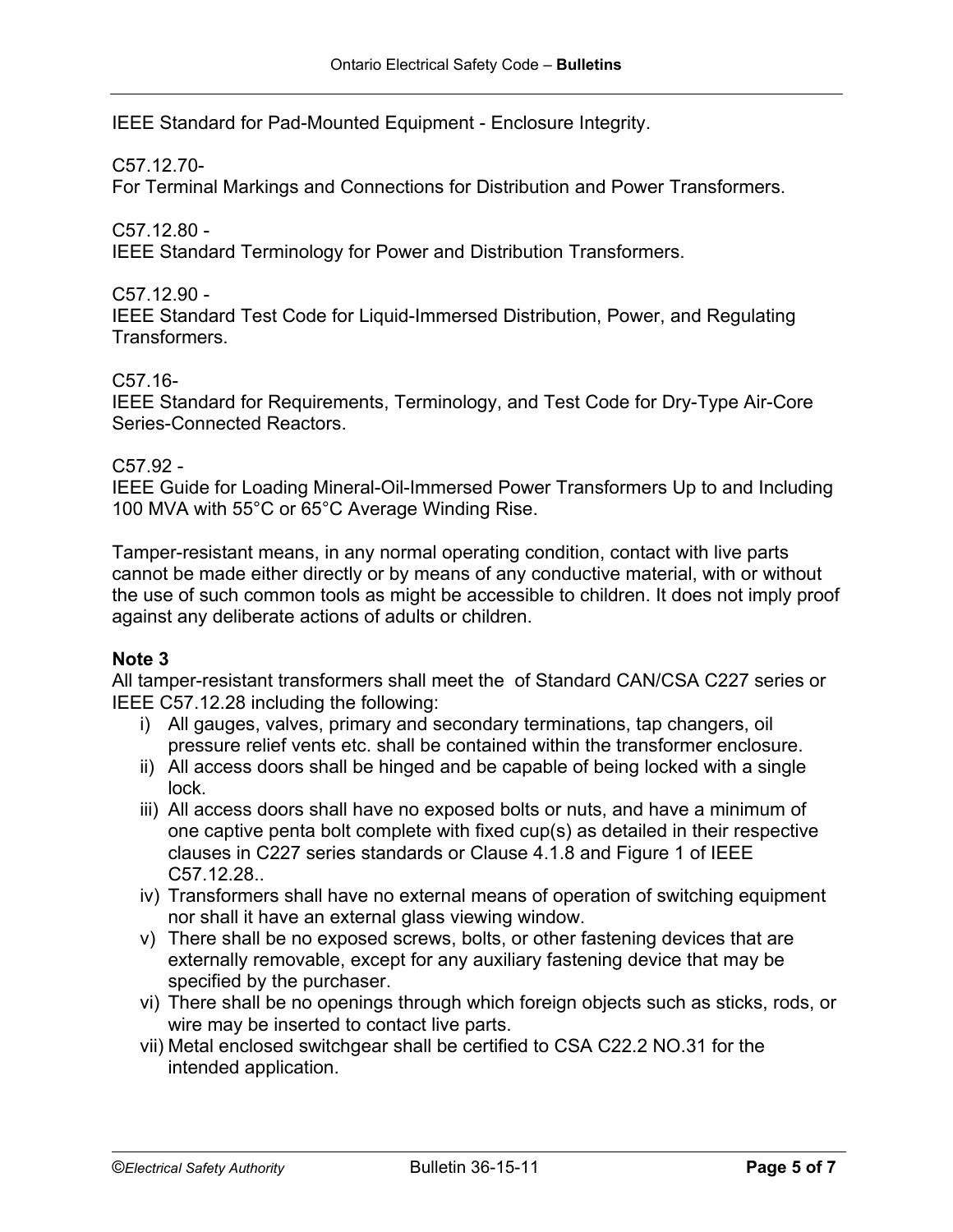IEEE Standard for Pad-Mounted Equipment - Enclosure Integrity.

C57.12.70-
For Terminal Markings and Connections for Distribution and Power Transformers.

C57.12.80 -
IEEE Standard Terminology for Power and Distribution Transformers.

C57.12.90 -
IEEE Standard Test Code for Liquid-Immersed Distribution, Power, and Regulating Transformers.

C57.16-
IEEE Standard for Requirements, Terminology, and Test Code for Dry-Type Air-Core Series-Connected Reactors.

C57.92 -
IEEE Guide for Loading Mineral-Oil-Immersed Power Transformers Up to and Including 100 MVA with 55°C or 65°C Average Winding Rise.

Tamper-resistant means, in any normal operating condition, contact with live parts cannot be made either directly or by means of any conductive material, with or without the use of such common tools as might be accessible to children. It does not imply proof against any deliberate actions of adults or children.

**Note 3**
All tamper-resistant transformers shall meet the  of Standard CAN/CSA C227 series or IEEE C57.12.28 including the following:

i) All gauges, valves, primary and secondary terminations, tap changers, oil pressure relief vents etc. shall be contained within the transformer enclosure.
ii) All access doors shall be hinged and be capable of being locked with a single lock.
iii) All access doors shall have no exposed bolts or nuts, and have a minimum of one captive penta bolt complete with fixed cup(s) as detailed in their respective clauses in C227 series standards or Clause 4.1.8 and Figure 1 of IEEE C57.12.28..
iv) Transformers shall have no external means of operation of switching equipment nor shall it have an external glass viewing window.
v) There shall be no exposed screws, bolts, or other fastening devices that are externally removable, except for any auxiliary fastening device that may be specified by the purchaser.
vi) There shall be no openings through which foreign objects such as sticks, rods, or wire may be inserted to contact live parts.
vii) Metal enclosed switchgear shall be certified to CSA C22.2 NO.31 for the intended application.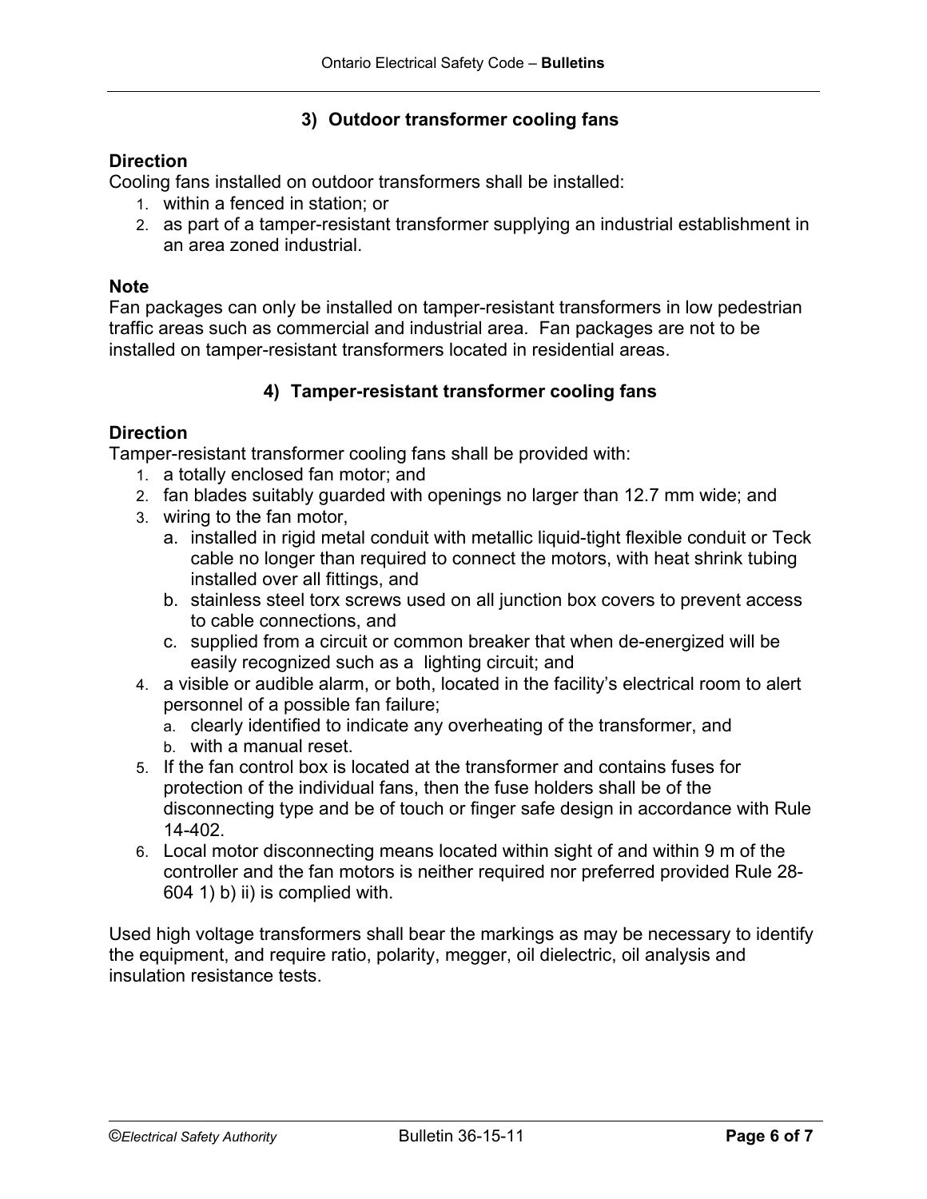### 3) Outdoor transformer cooling fans

**Direction**
Cooling fans installed on outdoor transformers shall be installed:

1. within a fenced in station; or
2. as part of a tamper-resistant transformer supplying an industrial establishment in an area zoned industrial.

**Note**
Fan packages can only be installed on tamper-resistant transformers in low pedestrian traffic areas such as commercial and industrial area. Fan packages are not to be installed on tamper-resistant transformers located in residential areas.

### 4) Tamper-resistant transformer cooling fans

**Direction**
Tamper-resistant transformer cooling fans shall be provided with:

1. a totally enclosed fan motor; and
2. fan blades suitably guarded with openings no larger than 12.7 mm wide; and
3. wiring to the fan motor,
   a. installed in rigid metal conduit with metallic liquid-tight flexible conduit or Teck cable no longer than required to connect the motors, with heat shrink tubing installed over all fittings, and
   b. stainless steel torx screws used on all junction box covers to prevent access to cable connections, and
   c. supplied from a circuit or common breaker that when de-energized will be easily recognized such as a lighting circuit; and
4. a visible or audible alarm, or both, located in the facility's electrical room to alert personnel of a possible fan failure;
   a. clearly identified to indicate any overheating of the transformer, and
   b. with a manual reset.
5. If the fan control box is located at the transformer and contains fuses for protection of the individual fans, then the fuse holders shall be of the disconnecting type and be of touch or finger safe design in accordance with Rule 14-402.
6. Local motor disconnecting means located within sight of and within 9 m of the controller and the fan motors is neither required nor preferred provided Rule 28-604 1) b) ii) is complied with.

Used high voltage transformers shall bear the markings as may be necessary to identify the equipment, and require ratio, polarity, megger, oil dielectric, oil analysis and insulation resistance tests.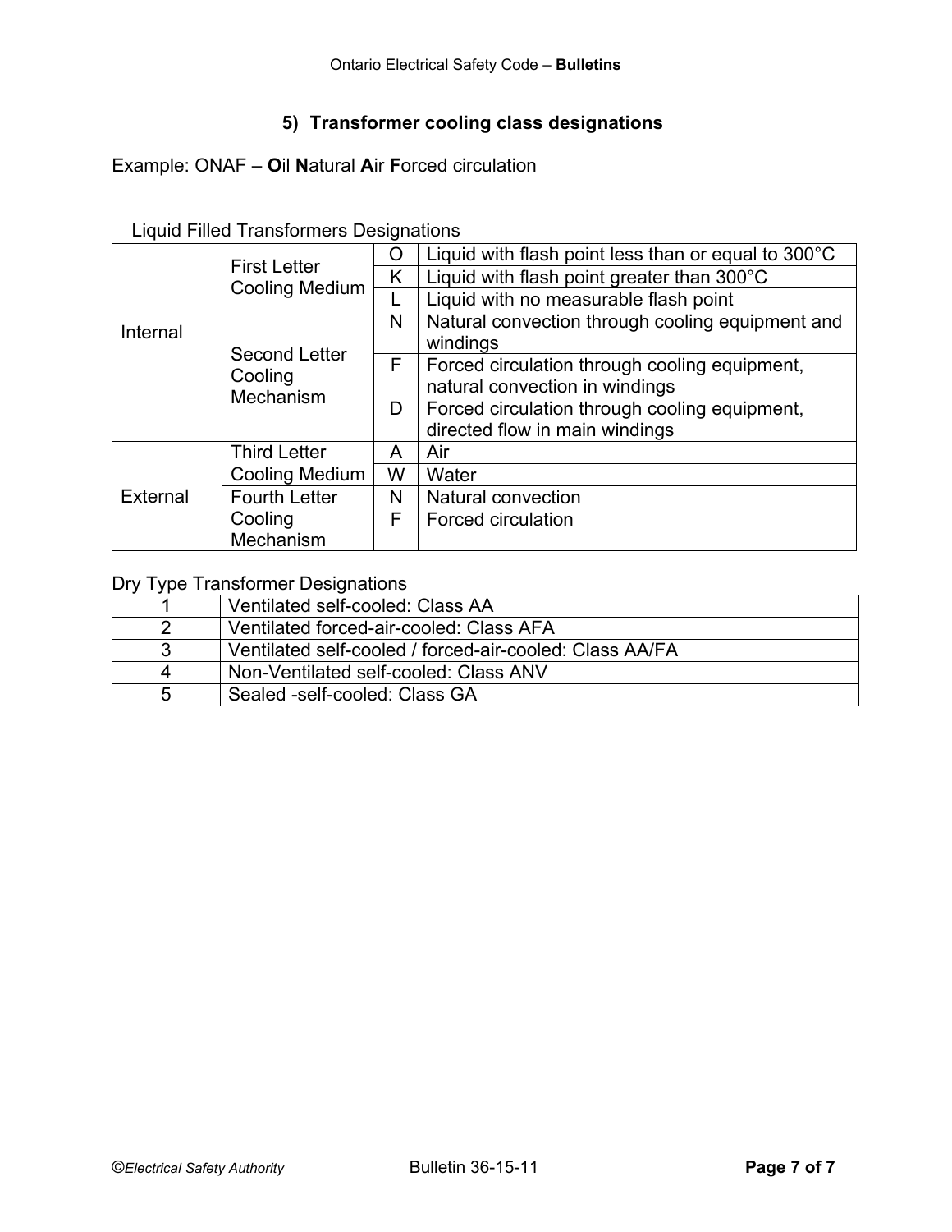## 5) Transformer cooling class designations

Example: ONAF – **O**il **N**atural **A**ir **F**orced circulation

Liquid Filled Transformers Designations

| | | | |
|---|---|---|---|
| Internal | First Letter Cooling Medium | O | Liquid with flash point less than or equal to 300°C |
| | | K | Liquid with flash point greater than 300°C |
| | | L | Liquid with no measurable flash point |
| | Second Letter Cooling Mechanism | N | Natural convection through cooling equipment and windings |
| | | F | Forced circulation through cooling equipment, natural convection in windings |
| | | D | Forced circulation through cooling equipment, directed flow in main windings |
| External | Third Letter Cooling Medium | A | Air |
| | | W | Water |
| | Fourth Letter Cooling Mechanism | N | Natural convection |
| | | F | Forced circulation |

Dry Type Transformer Designations

| | |
|---|---|
| 1 | Ventilated self-cooled: Class AA |
| 2 | Ventilated forced-air-cooled: Class AFA |
| 3 | Ventilated self-cooled / forced-air-cooled: Class AA/FA |
| 4 | Non-Ventilated self-cooled: Class ANV |
| 5 | Sealed -self-cooled: Class GA |